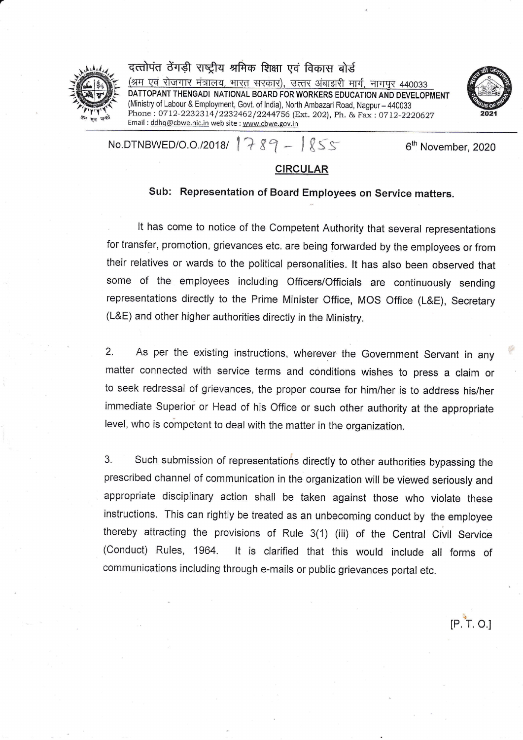दत्तोपंत ठेंगड़ी राष्ट्रीय श्रमिक शिक्षा एवं विकास बोर्ड
(श्रम एवं रोजगार मंत्रालय, भारत सरकार), उत्तर अंबाझरी मार्ग, नागपुर 440033
**DATTOPANT THENGADI NATIONAL BOARD FOR WORKERS EDUCATION AND DEVELOPMENT**
(Ministry of Labour & Employment, Govt. of India), North Ambazari Road, Nagpur – 440033
Phone : 0712-2232314/2232462/2244756 (Ext. 202), Ph. & Fax : 0712-2220627
Email : ddhq@cbwe.nic.in web site : www.cbwe.gov.in

No.DTNBWED/O.O./2018/ 1789 – 1855 6th November, 2020

## CIRCULAR

**Sub: Representation of Board Employees on Service matters.**

It has come to notice of the Competent Authority that several representations for transfer, promotion, grievances etc. are being forwarded by the employees or from their relatives or wards to the political personalities. It has also been observed that some of the employees including Officers/Officials are continuously sending representations directly to the Prime Minister Office, MOS Office (L&E), Secretary (L&E) and other higher authorities directly in the Ministry.

2. As per the existing instructions, wherever the Government Servant in any matter connected with service terms and conditions wishes to press a claim or to seek redressal of grievances, the proper course for him/her is to address his/her immediate Superior or Head of his Office or such other authority at the appropriate level, who is competent to deal with the matter in the organization.

3. Such submission of representations directly to other authorities bypassing the prescribed channel of communication in the organization will be viewed seriously and appropriate disciplinary action shall be taken against those who violate these instructions. This can rightly be treated as an unbecoming conduct by the employee thereby attracting the provisions of Rule 3(1) (iii) of the Central Civil Service (Conduct) Rules, 1964. It is clarified that this would include all forms of communications including through e-mails or public grievances portal etc.

[P. T. O.]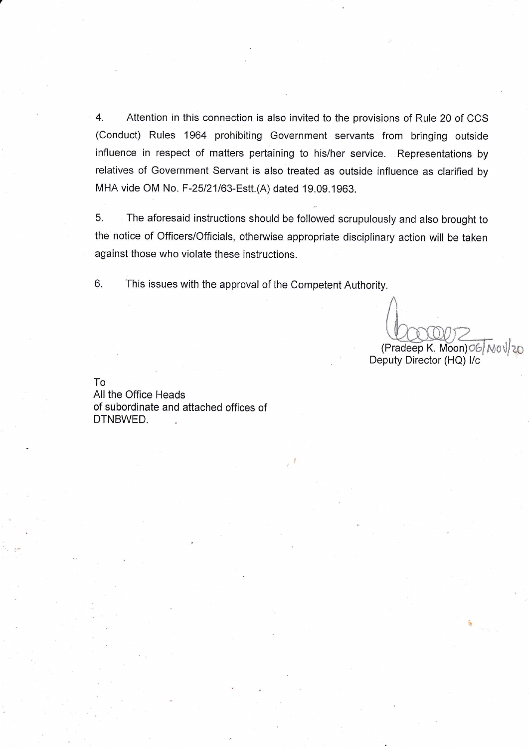4. Attention in this connection is also invited to the provisions of Rule 20 of CCS (Conduct) Rules 1964 prohibiting Government servants from bringing outside influence in respect of matters pertaining to his/her service. Representations by relatives of Government Servant is also treated as outside influence as clarified by MHA vide OM No. F-25/21/63-Estt.(A) dated 19.09.1963.

5. The aforesaid instructions should be followed scrupulously and also brought to the notice of Officers/Officials, otherwise appropriate disciplinary action will be taken against those who violate these instructions.

6. This issues with the approval of the Competent Authority.

(Pradeep K. Moon) 06/Nov/20
Deputy Director (HQ) I/c

To
All the Office Heads
of subordinate and attached offices of
DTNBWED.